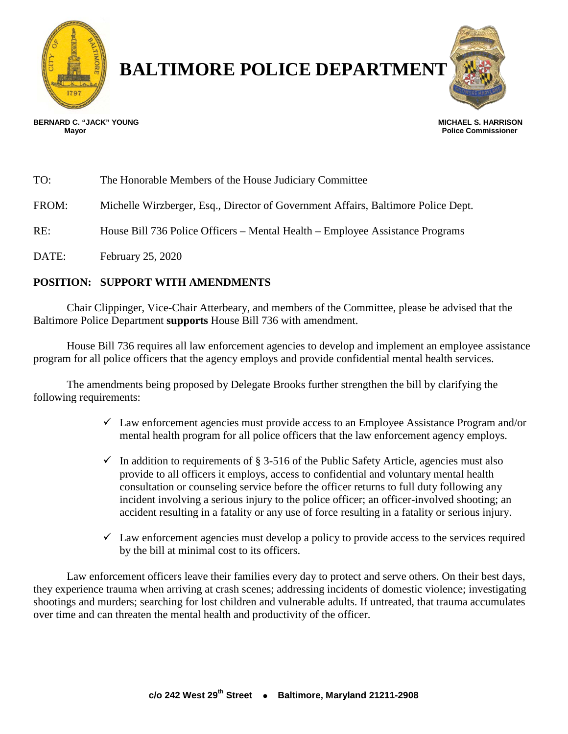# BALTIMORE POLICE DEPARTMENT

**BERNARD C. "JACK" YOUNG**
**Mayor**

**MICHAEL S. HARRISON**
**Police Commissioner**

TO: The Honorable Members of the House Judiciary Committee

FROM: Michelle Wirzberger, Esq., Director of Government Affairs, Baltimore Police Dept.

RE: House Bill 736 Police Officers – Mental Health – Employee Assistance Programs

DATE: February 25, 2020

**POSITION: SUPPORT WITH AMENDMENTS**

Chair Clippinger, Vice-Chair Atterbeary, and members of the Committee, please be advised that the Baltimore Police Department **supports** House Bill 736 with amendment.

House Bill 736 requires all law enforcement agencies to develop and implement an employee assistance program for all police officers that the agency employs and provide confidential mental health services.

The amendments being proposed by Delegate Brooks further strengthen the bill by clarifying the following requirements:

- ✓ Law enforcement agencies must provide access to an Employee Assistance Program and/or mental health program for all police officers that the law enforcement agency employs.
- ✓ In addition to requirements of § 3-516 of the Public Safety Article, agencies must also provide to all officers it employs, access to confidential and voluntary mental health consultation or counseling service before the officer returns to full duty following any incident involving a serious injury to the police officer; an officer-involved shooting; an accident resulting in a fatality or any use of force resulting in a fatality or serious injury.
- ✓ Law enforcement agencies must develop a policy to provide access to the services required by the bill at minimal cost to its officers.

Law enforcement officers leave their families every day to protect and serve others. On their best days, they experience trauma when arriving at crash scenes; addressing incidents of domestic violence; investigating shootings and murders; searching for lost children and vulnerable adults. If untreated, that trauma accumulates over time and can threaten the mental health and productivity of the officer.

c/o 242 West 29th Street • Baltimore, Maryland 21211-2908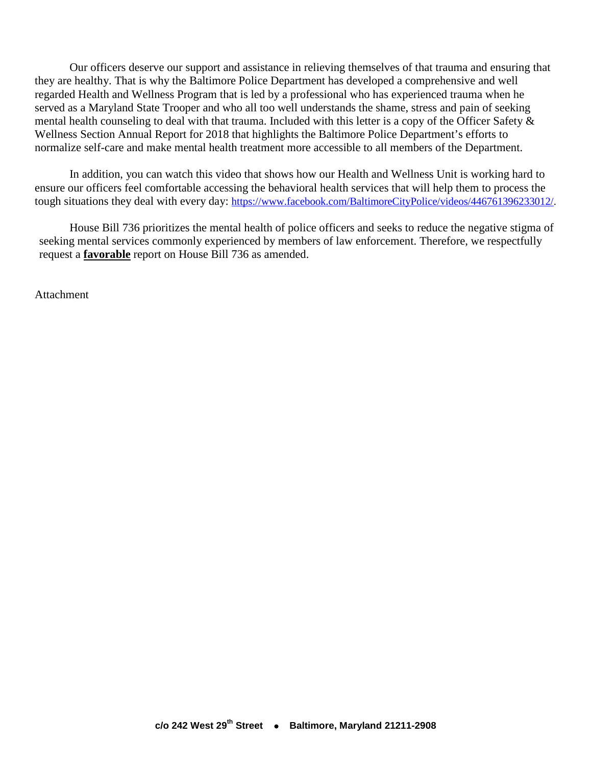Our officers deserve our support and assistance in relieving themselves of that trauma and ensuring that they are healthy. That is why the Baltimore Police Department has developed a comprehensive and well regarded Health and Wellness Program that is led by a professional who has experienced trauma when he served as a Maryland State Trooper and who all too well understands the shame, stress and pain of seeking mental health counseling to deal with that trauma. Included with this letter is a copy of the Officer Safety & Wellness Section Annual Report for 2018 that highlights the Baltimore Police Department's efforts to normalize self-care and make mental health treatment more accessible to all members of the Department.

In addition, you can watch this video that shows how our Health and Wellness Unit is working hard to ensure our officers feel comfortable accessing the behavioral health services that will help them to process the tough situations they deal with every day: https://www.facebook.com/BaltimoreCityPolice/videos/446761396233012/.

House Bill 736 prioritizes the mental health of police officers and seeks to reduce the negative stigma of seeking mental services commonly experienced by members of law enforcement. Therefore, we respectfully request a **favorable** report on House Bill 736 as amended.

Attachment

**c/o 242 West 29th Street • Baltimore, Maryland 21211-2908**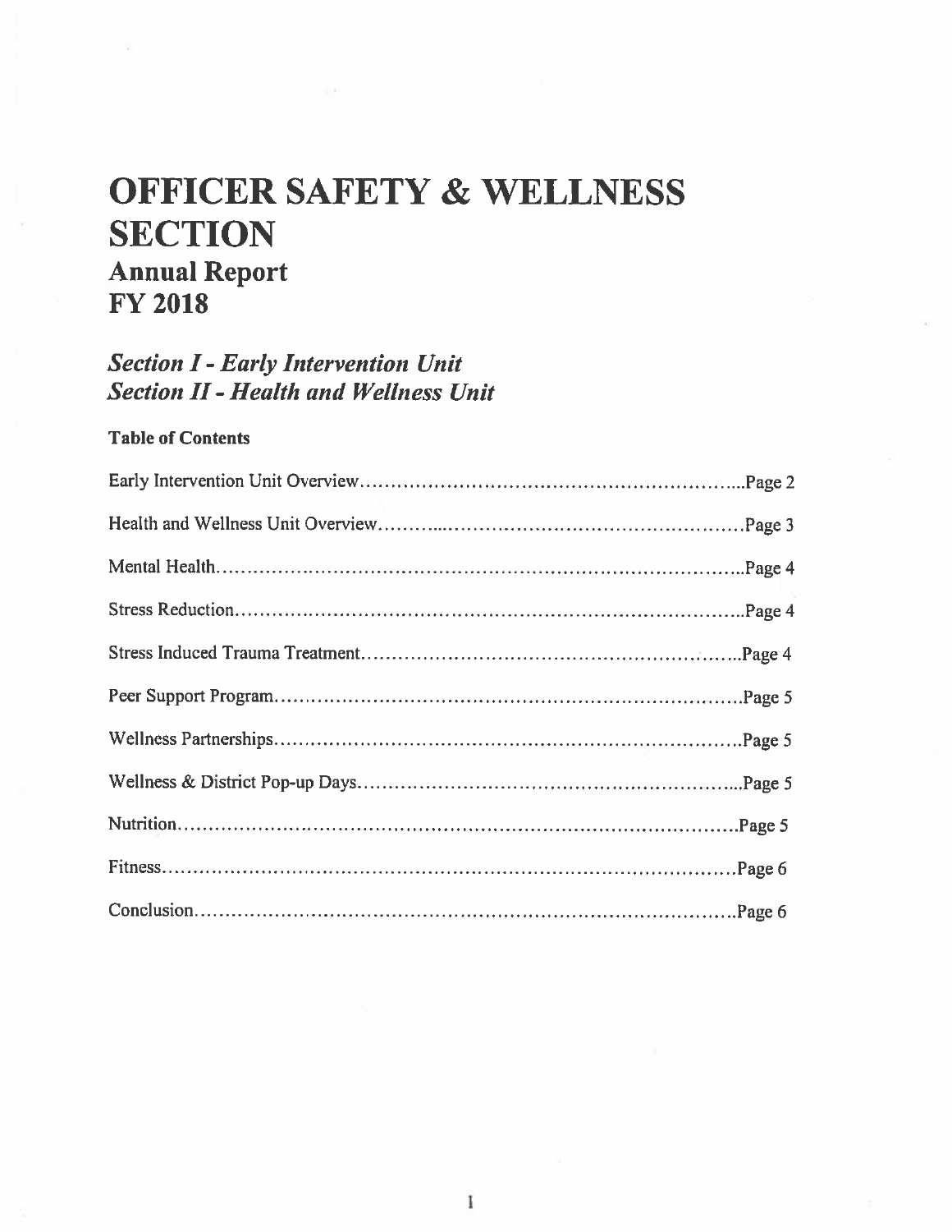# OFFICER SAFETY & WELLNESS SECTION

## Annual Report
## FY 2018

### *Section I - Early Intervention Unit*
### *Section II - Health and Wellness Unit*

**Table of Contents**

Early Intervention Unit Overview....Page 2

Health and Wellness Unit Overview....Page 3

Mental Health....Page 4

Stress Reduction....Page 4

Stress Induced Trauma Treatment....Page 4

Peer Support Program....Page 5

Wellness Partnerships....Page 5

Wellness & District Pop-up Days....Page 5

Nutrition....Page 5

Fitness....Page 6

Conclusion....Page 6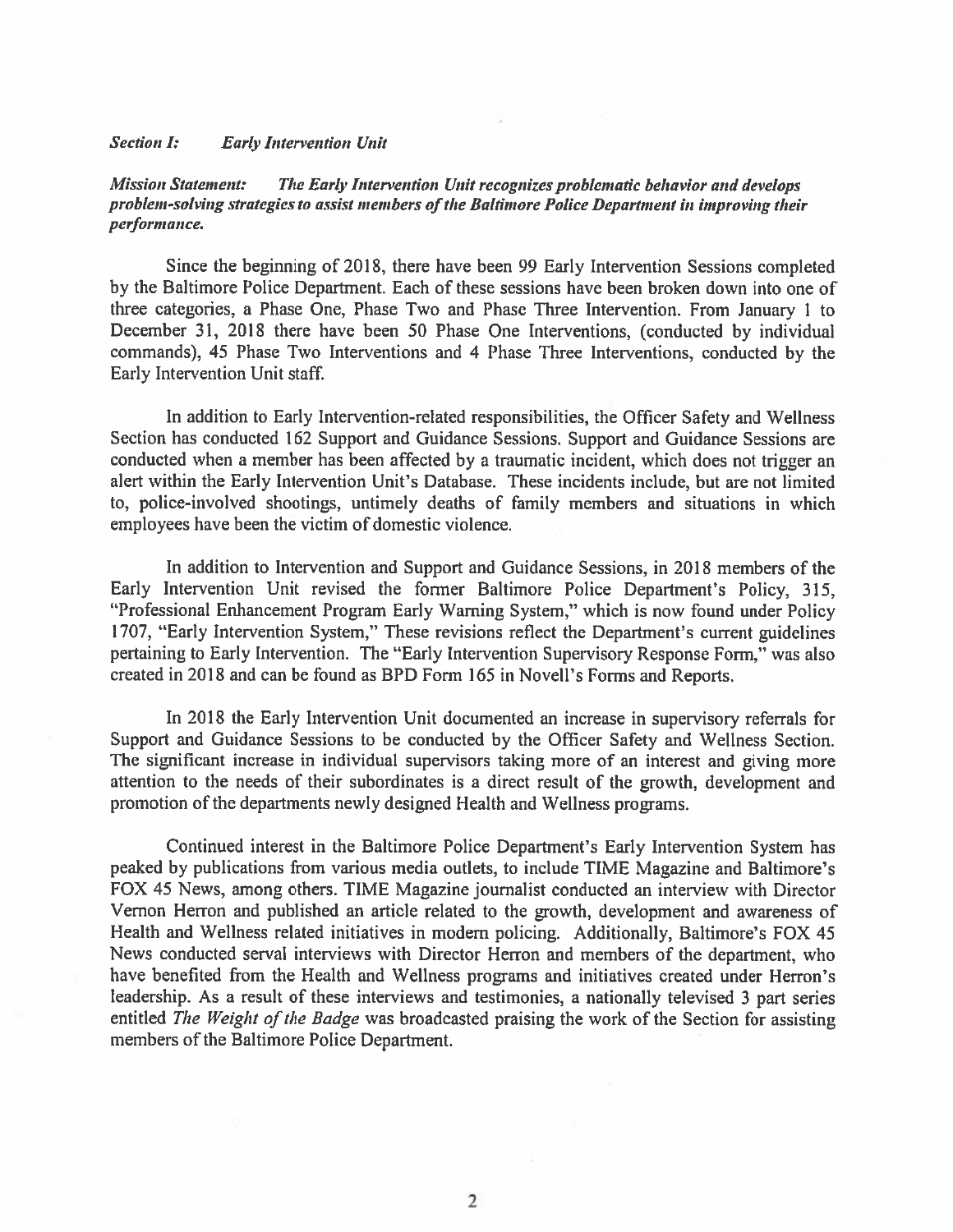***Section I: Early Intervention Unit***

***Mission Statement: The Early Intervention Unit recognizes problematic behavior and develops problem-solving strategies to assist members of the Baltimore Police Department in improving their performance.***

Since the beginning of 2018, there have been 99 Early Intervention Sessions completed by the Baltimore Police Department. Each of these sessions have been broken down into one of three categories, a Phase One, Phase Two and Phase Three Intervention. From January 1 to December 31, 2018 there have been 50 Phase One Interventions, (conducted by individual commands), 45 Phase Two Interventions and 4 Phase Three Interventions, conducted by the Early Intervention Unit staff.

In addition to Early Intervention-related responsibilities, the Officer Safety and Wellness Section has conducted 162 Support and Guidance Sessions. Support and Guidance Sessions are conducted when a member has been affected by a traumatic incident, which does not trigger an alert within the Early Intervention Unit's Database. These incidents include, but are not limited to, police-involved shootings, untimely deaths of family members and situations in which employees have been the victim of domestic violence.

In addition to Intervention and Support and Guidance Sessions, in 2018 members of the Early Intervention Unit revised the former Baltimore Police Department's Policy, 315, "Professional Enhancement Program Early Warning System," which is now found under Policy 1707, "Early Intervention System," These revisions reflect the Department's current guidelines pertaining to Early Intervention. The "Early Intervention Supervisory Response Form," was also created in 2018 and can be found as BPD Form 165 in Novell's Forms and Reports.

In 2018 the Early Intervention Unit documented an increase in supervisory referrals for Support and Guidance Sessions to be conducted by the Officer Safety and Wellness Section. The significant increase in individual supervisors taking more of an interest and giving more attention to the needs of their subordinates is a direct result of the growth, development and promotion of the departments newly designed Health and Wellness programs.

Continued interest in the Baltimore Police Department's Early Intervention System has peaked by publications from various media outlets, to include TIME Magazine and Baltimore's FOX 45 News, among others. TIME Magazine journalist conducted an interview with Director Vernon Herron and published an article related to the growth, development and awareness of Health and Wellness related initiatives in modern policing. Additionally, Baltimore's FOX 45 News conducted serval interviews with Director Herron and members of the department, who have benefited from the Health and Wellness programs and initiatives created under Herron's leadership. As a result of these interviews and testimonies, a nationally televised 3 part series entitled *The Weight of the Badge* was broadcasted praising the work of the Section for assisting members of the Baltimore Police Department.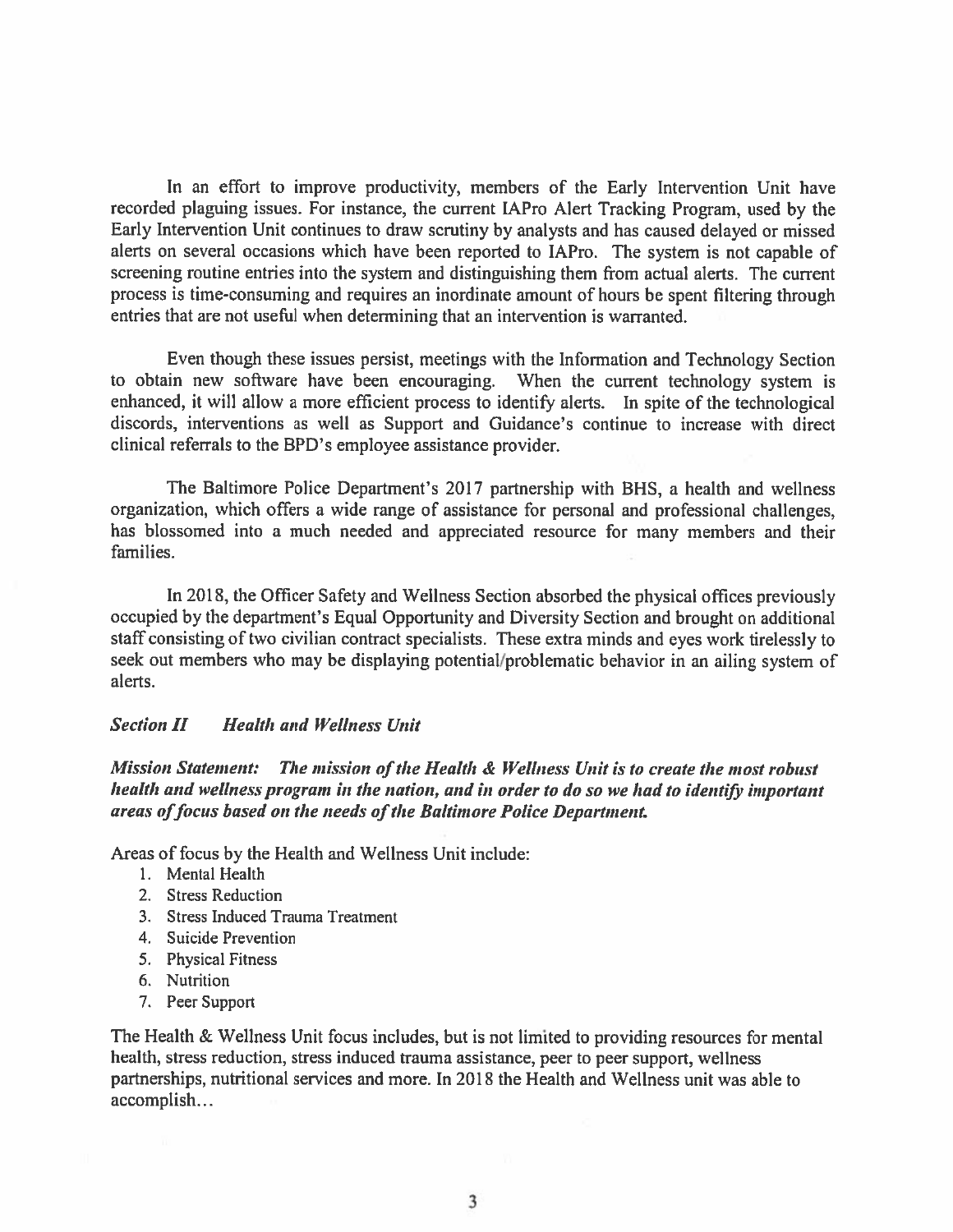In an effort to improve productivity, members of the Early Intervention Unit have recorded plaguing issues. For instance, the current IAPro Alert Tracking Program, used by the Early Intervention Unit continues to draw scrutiny by analysts and has caused delayed or missed alerts on several occasions which have been reported to IAPro. The system is not capable of screening routine entries into the system and distinguishing them from actual alerts. The current process is time-consuming and requires an inordinate amount of hours be spent filtering through entries that are not useful when determining that an intervention is warranted.

Even though these issues persist, meetings with the Information and Technology Section to obtain new software have been encouraging. When the current technology system is enhanced, it will allow a more efficient process to identify alerts. In spite of the technological discords, interventions as well as Support and Guidance's continue to increase with direct clinical referrals to the BPD's employee assistance provider.

The Baltimore Police Department's 2017 partnership with BHS, a health and wellness organization, which offers a wide range of assistance for personal and professional challenges, has blossomed into a much needed and appreciated resource for many members and their families.

In 2018, the Officer Safety and Wellness Section absorbed the physical offices previously occupied by the department's Equal Opportunity and Diversity Section and brought on additional staff consisting of two civilian contract specialists. These extra minds and eyes work tirelessly to seek out members who may be displaying potential/problematic behavior in an ailing system of alerts.

### *Section II Health and Wellness Unit*

***Mission Statement: The mission of the Health & Wellness Unit is to create the most robust health and wellness program in the nation, and in order to do so we had to identify important areas of focus based on the needs of the Baltimore Police Department.***

Areas of focus by the Health and Wellness Unit include:

1. Mental Health
2. Stress Reduction
3. Stress Induced Trauma Treatment
4. Suicide Prevention
5. Physical Fitness
6. Nutrition
7. Peer Support

The Health & Wellness Unit focus includes, but is not limited to providing resources for mental health, stress reduction, stress induced trauma assistance, peer to peer support, wellness partnerships, nutritional services and more. In 2018 the Health and Wellness unit was able to accomplish…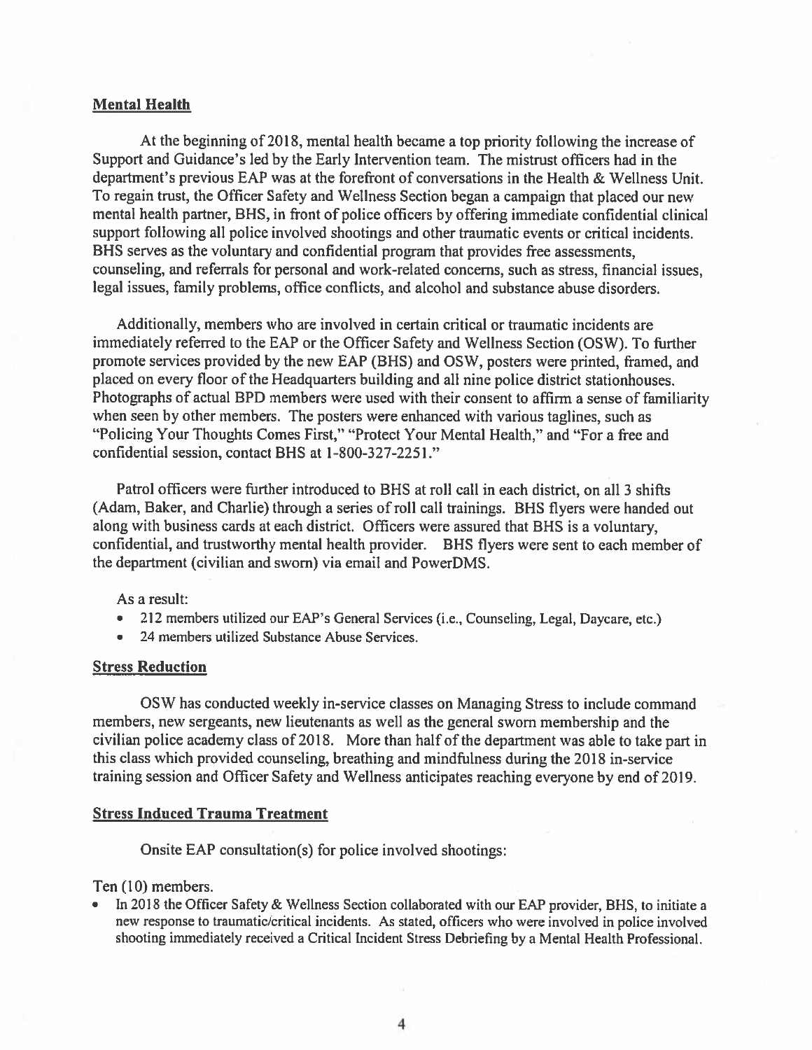## Mental Health

At the beginning of 2018, mental health became a top priority following the increase of Support and Guidance's led by the Early Intervention team. The mistrust officers had in the department's previous EAP was at the forefront of conversations in the Health & Wellness Unit. To regain trust, the Officer Safety and Wellness Section began a campaign that placed our new mental health partner, BHS, in front of police officers by offering immediate confidential clinical support following all police involved shootings and other traumatic events or critical incidents. BHS serves as the voluntary and confidential program that provides free assessments, counseling, and referrals for personal and work-related concerns, such as stress, financial issues, legal issues, family problems, office conflicts, and alcohol and substance abuse disorders.

Additionally, members who are involved in certain critical or traumatic incidents are immediately referred to the EAP or the Officer Safety and Wellness Section (OSW). To further promote services provided by the new EAP (BHS) and OSW, posters were printed, framed, and placed on every floor of the Headquarters building and all nine police district stationhouses. Photographs of actual BPD members were used with their consent to affirm a sense of familiarity when seen by other members. The posters were enhanced with various taglines, such as "Policing Your Thoughts Comes First," "Protect Your Mental Health," and "For a free and confidential session, contact BHS at 1-800-327-2251."

Patrol officers were further introduced to BHS at roll call in each district, on all 3 shifts (Adam, Baker, and Charlie) through a series of roll call trainings. BHS flyers were handed out along with business cards at each district. Officers were assured that BHS is a voluntary, confidential, and trustworthy mental health provider. BHS flyers were sent to each member of the department (civilian and sworn) via email and PowerDMS.

As a result:

- 212 members utilized our EAP's General Services (i.e., Counseling, Legal, Daycare, etc.)
- 24 members utilized Substance Abuse Services.

## Stress Reduction

OSW has conducted weekly in-service classes on Managing Stress to include command members, new sergeants, new lieutenants as well as the general sworn membership and the civilian police academy class of 2018. More than half of the department was able to take part in this class which provided counseling, breathing and mindfulness during the 2018 in-service training session and Officer Safety and Wellness anticipates reaching everyone by end of 2019.

## Stress Induced Trauma Treatment

Onsite EAP consultation(s) for police involved shootings:

Ten (10) members.

- In 2018 the Officer Safety & Wellness Section collaborated with our EAP provider, BHS, to initiate a new response to traumatic/critical incidents. As stated, officers who were involved in police involved shooting immediately received a Critical Incident Stress Debriefing by a Mental Health Professional.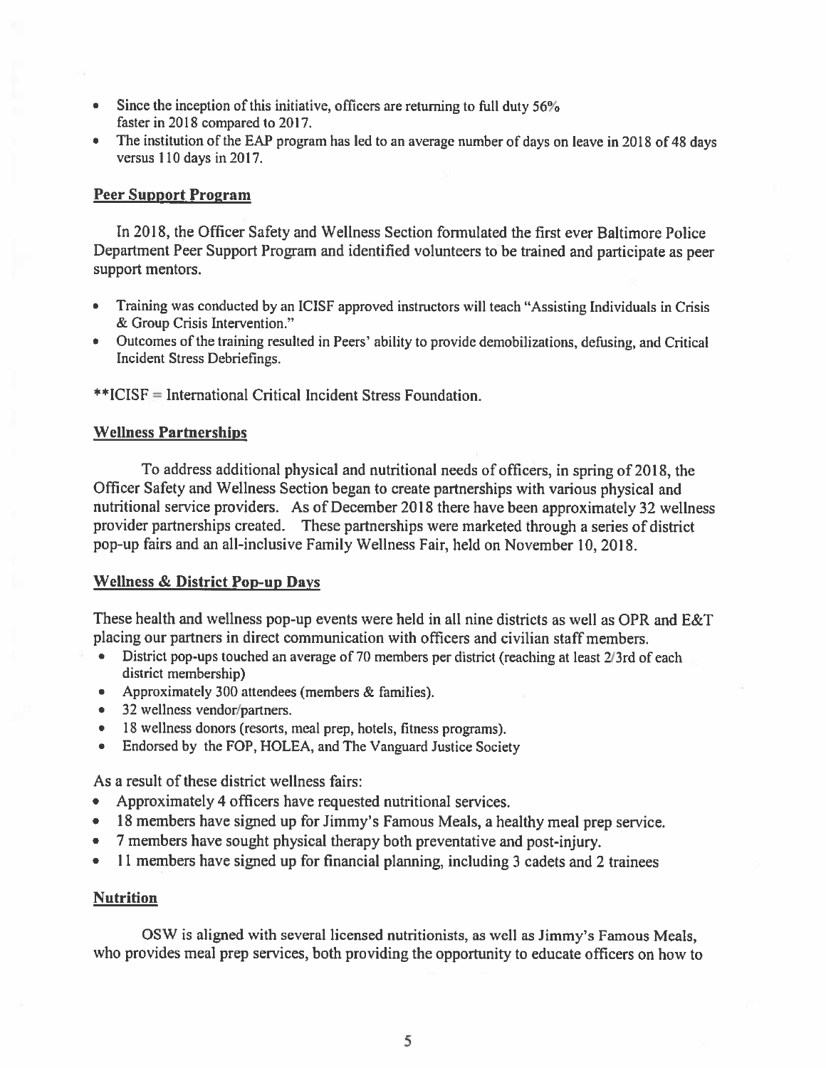- Since the inception of this initiative, officers are returning to full duty 56% faster in 2018 compared to 2017.
- The institution of the EAP program has led to an average number of days on leave in 2018 of 48 days versus 110 days in 2017.

## Peer Support Program

In 2018, the Officer Safety and Wellness Section formulated the first ever Baltimore Police Department Peer Support Program and identified volunteers to be trained and participate as peer support mentors.

- Training was conducted by an ICISF approved instructors will teach "Assisting Individuals in Crisis & Group Crisis Intervention."
- Outcomes of the training resulted in Peers' ability to provide demobilizations, defusing, and Critical Incident Stress Debriefings.

**ICISF = International Critical Incident Stress Foundation.

## Wellness Partnerships

To address additional physical and nutritional needs of officers, in spring of 2018, the Officer Safety and Wellness Section began to create partnerships with various physical and nutritional service providers. As of December 2018 there have been approximately 32 wellness provider partnerships created. These partnerships were marketed through a series of district pop-up fairs and an all-inclusive Family Wellness Fair, held on November 10, 2018.

## Wellness & District Pop-up Days

These health and wellness pop-up events were held in all nine districts as well as OPR and E&T placing our partners in direct communication with officers and civilian staff members.

- District pop-ups touched an average of 70 members per district (reaching at least 2/3rd of each district membership)
- Approximately 300 attendees (members & families).
- 32 wellness vendor/partners.
- 18 wellness donors (resorts, meal prep, hotels, fitness programs).
- Endorsed by the FOP, HOLEA, and The Vanguard Justice Society

As a result of these district wellness fairs:

- Approximately 4 officers have requested nutritional services.
- 18 members have signed up for Jimmy's Famous Meals, a healthy meal prep service.
- 7 members have sought physical therapy both preventative and post-injury.
- 11 members have signed up for financial planning, including 3 cadets and 2 trainees

## Nutrition

OSW is aligned with several licensed nutritionists, as well as Jimmy's Famous Meals, who provides meal prep services, both providing the opportunity to educate officers on how to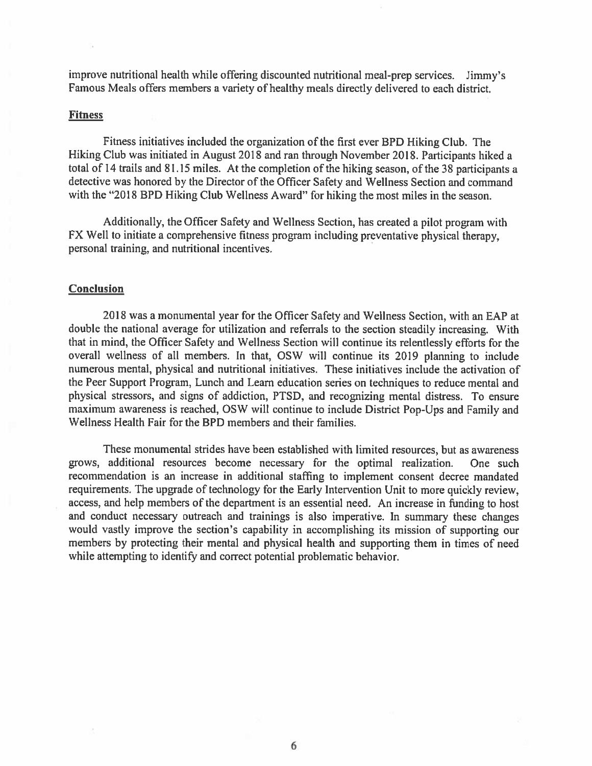improve nutritional health while offering discounted nutritional meal-prep services. Jimmy's Famous Meals offers members a variety of healthy meals directly delivered to each district.

**Fitness**

Fitness initiatives included the organization of the first ever BPD Hiking Club. The Hiking Club was initiated in August 2018 and ran through November 2018. Participants hiked a total of 14 trails and 81.15 miles. At the completion of the hiking season, of the 38 participants a detective was honored by the Director of the Officer Safety and Wellness Section and command with the "2018 BPD Hiking Club Wellness Award" for hiking the most miles in the season.

Additionally, the Officer Safety and Wellness Section, has created a pilot program with FX Well to initiate a comprehensive fitness program including preventative physical therapy, personal training, and nutritional incentives.

**Conclusion**

2018 was a monumental year for the Officer Safety and Wellness Section, with an EAP at double the national average for utilization and referrals to the section steadily increasing. With that in mind, the Officer Safety and Wellness Section will continue its relentlessly efforts for the overall wellness of all members. In that, OSW will continue its 2019 planning to include numerous mental, physical and nutritional initiatives. These initiatives include the activation of the Peer Support Program, Lunch and Learn education series on techniques to reduce mental and physical stressors, and signs of addiction, PTSD, and recognizing mental distress. To ensure maximum awareness is reached, OSW will continue to include District Pop-Ups and Family and Wellness Health Fair for the BPD members and their families.

These monumental strides have been established with limited resources, but as awareness grows, additional resources become necessary for the optimal realization. One such recommendation is an increase in additional staffing to implement consent decree mandated requirements. The upgrade of technology for the Early Intervention Unit to more quickly review, access, and help members of the department is an essential need. An increase in funding to host and conduct necessary outreach and trainings is also imperative. In summary these changes would vastly improve the section's capability in accomplishing its mission of supporting our members by protecting their mental and physical health and supporting them in times of need while attempting to identify and correct potential problematic behavior.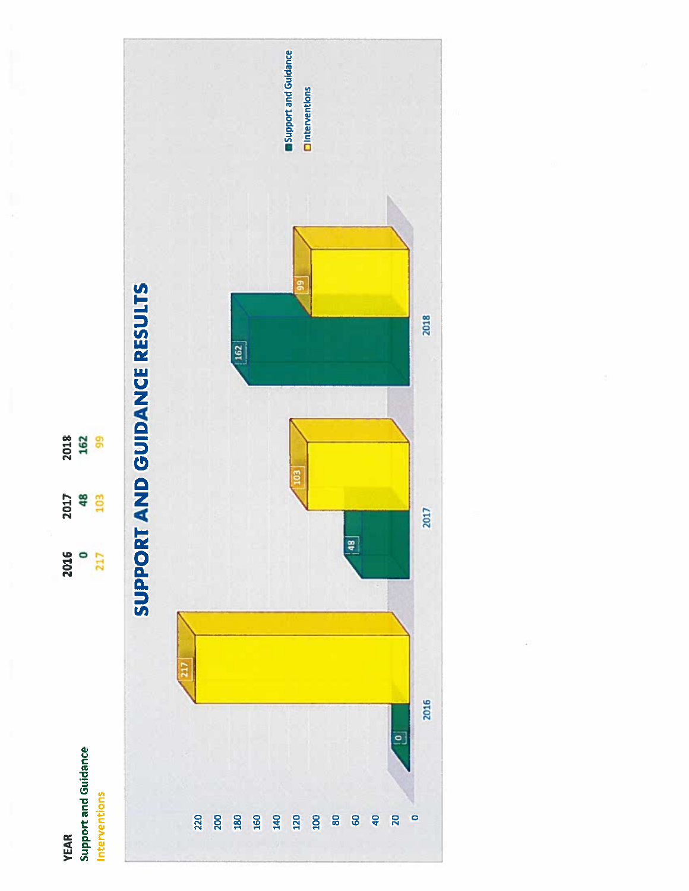| YEAR | 2016 | 2017 | 2018 |
|---|---|---|---|
| Support and Guidance | 0 | 48 | 162 |
| Interventions | 217 | 103 | 99 |

# SUPPORT AND GUIDANCE RESULTS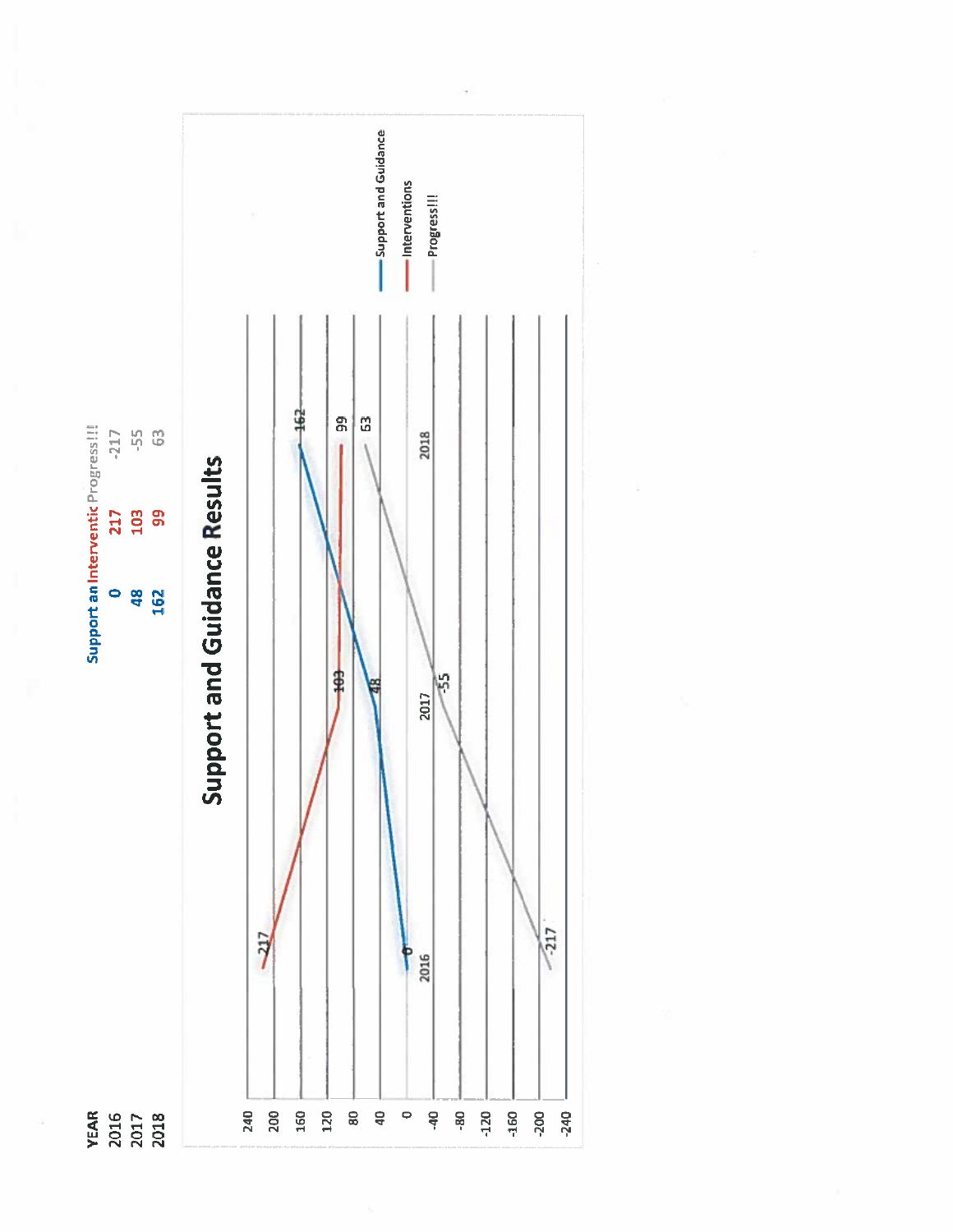| YEAR | Support an | Interventic | Progress!!! |
| --- | --- | --- | --- |
| 2016 | 0 | 217 | -217 |
| 2017 | 48 | 103 | -55 |
| 2018 | 162 | 99 | 63 |

## Support and Guidance Results

240
200
160
120
80
40
0
-40
-80
-120
-160
-200
-240

2016
2017
2018

217
0
-217
103
48
-55
162
99
63

Support and Guidance
Interventions
Progress!!!